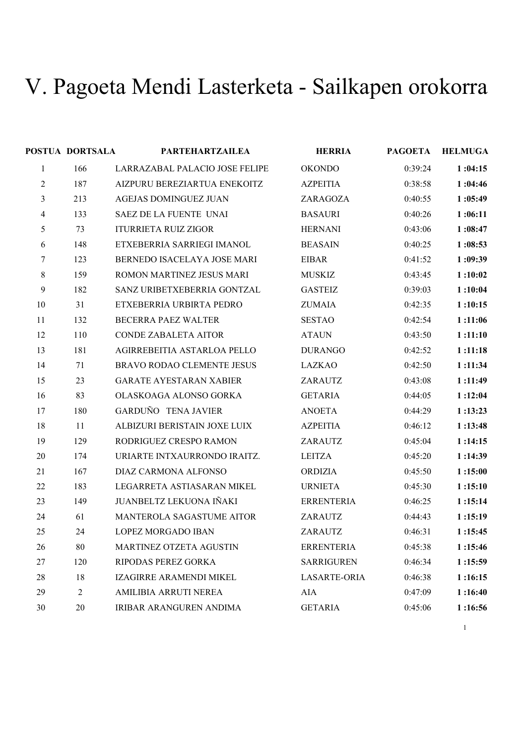# V. Pagoeta Mendi Lasterketa - Sailkapen orokorra

| POSTUA | DORTSALA | PARTEHARTZAILEA | HERRIA | PAGOETA | HELMUGA |
|---|---|---|---|---|---|
| 1 | 166 | LARRAZABAL PALACIO JOSE FELIPE | OKONDO | 0:39:24 | **1 :04:15** |
| 2 | 187 | AIZPURU BEREZIARTUA ENEKOITZ | AZPEITIA | 0:38:58 | **1 :04:46** |
| 3 | 213 | AGEJAS DOMINGUEZ JUAN | ZARAGOZA | 0:40:55 | **1 :05:49** |
| 4 | 133 | SAEZ DE LA FUENTE UNAI | BASAURI | 0:40:26 | **1 :06:11** |
| 5 | 73 | ITURRIETA RUIZ ZIGOR | HERNANI | 0:43:06 | **1 :08:47** |
| 6 | 148 | ETXEBERRIA SARRIEGI IMANOL | BEASAIN | 0:40:25 | **1 :08:53** |
| 7 | 123 | BERNEDO ISACELAYA JOSE MARI | EIBAR | 0:41:52 | **1 :09:39** |
| 8 | 159 | ROMON MARTINEZ JESUS MARI | MUSKIZ | 0:43:45 | **1 :10:02** |
| 9 | 182 | SANZ URIBETXEBERRIA GONTZAL | GASTEIZ | 0:39:03 | **1 :10:04** |
| 10 | 31 | ETXEBERRIA URBIRTA PEDRO | ZUMAIA | 0:42:35 | **1 :10:15** |
| 11 | 132 | BECERRA PAEZ WALTER | SESTAO | 0:42:54 | **1 :11:06** |
| 12 | 110 | CONDE ZABALETA AITOR | ATAUN | 0:43:50 | **1 :11:10** |
| 13 | 181 | AGIRREBEITIA ASTARLOA PELLO | DURANGO | 0:42:52 | **1 :11:18** |
| 14 | 71 | BRAVO RODAO CLEMENTE JESUS | LAZKAO | 0:42:50 | **1 :11:34** |
| 15 | 23 | GARATE AYESTARAN XABIER | ZARAUTZ | 0:43:08 | **1 :11:49** |
| 16 | 83 | OLASKOAGA ALONSO GORKA | GETARIA | 0:44:05 | **1 :12:04** |
| 17 | 180 | GARDUÑO TENA JAVIER | ANOETA | 0:44:29 | **1 :13:23** |
| 18 | 11 | ALBIZURI BERISTAIN JOXE LUIX | AZPEITIA | 0:46:12 | **1 :13:48** |
| 19 | 129 | RODRIGUEZ CRESPO RAMON | ZARAUTZ | 0:45:04 | **1 :14:15** |
| 20 | 174 | URIARTE INTXAURRONDO IRAITZ. | LEITZA | 0:45:20 | **1 :14:39** |
| 21 | 167 | DIAZ CARMONA ALFONSO | ORDIZIA | 0:45:50 | **1 :15:00** |
| 22 | 183 | LEGARRETA ASTIASARAN MIKEL | URNIETA | 0:45:30 | **1 :15:10** |
| 23 | 149 | JUANBELTZ LEKUONA IÑAKI | ERRENTERIA | 0:46:25 | **1 :15:14** |
| 24 | 61 | MANTEROLA SAGASTUME AITOR | ZARAUTZ | 0:44:43 | **1 :15:19** |
| 25 | 24 | LOPEZ MORGADO IBAN | ZARAUTZ | 0:46:31 | **1 :15:45** |
| 26 | 80 | MARTINEZ OTZETA AGUSTIN | ERRENTERIA | 0:45:38 | **1 :15:46** |
| 27 | 120 | RIPODAS PEREZ GORKA | SARRIGUREN | 0:46:34 | **1 :15:59** |
| 28 | 18 | IZAGIRRE ARAMENDI MIKEL | LASARTE-ORIA | 0:46:38 | **1 :16:15** |
| 29 | 2 | AMILIBIA ARRUTI NEREA | AIA | 0:47:09 | **1 :16:40** |
| 30 | 20 | IRIBAR ARANGUREN ANDIMA | GETARIA | 0:45:06 | **1 :16:56** |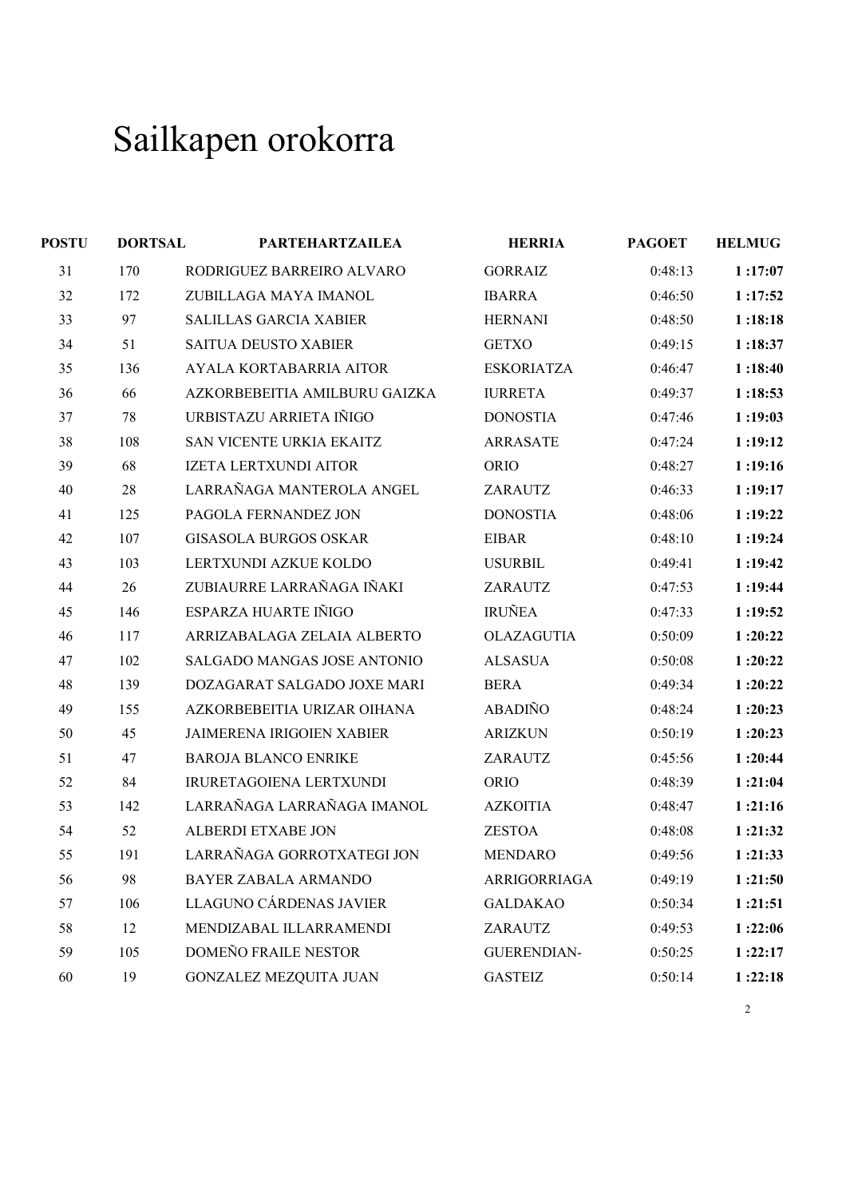# Sailkapen orokorra

| POSTU | DORTSAL | PARTEHARTZAILEA | HERRIA | PAGOET | HELMUG |
|---|---|---|---|---|---|
| 31 | 170 | RODRIGUEZ BARREIRO ALVARO | GORRAIZ | 0:48:13 | **1 :17:07** |
| 32 | 172 | ZUBILLAGA MAYA IMANOL | IBARRA | 0:46:50 | **1 :17:52** |
| 33 | 97 | SALILLAS GARCIA XABIER | HERNANI | 0:48:50 | **1 :18:18** |
| 34 | 51 | SAITUA DEUSTO XABIER | GETXO | 0:49:15 | **1 :18:37** |
| 35 | 136 | AYALA KORTABARRIA AITOR | ESKORIATZA | 0:46:47 | **1 :18:40** |
| 36 | 66 | AZKORBEBEITIA AMILBURU GAIZKA | IURRETA | 0:49:37 | **1 :18:53** |
| 37 | 78 | URBISTAZU ARRIETA IÑIGO | DONOSTIA | 0:47:46 | **1 :19:03** |
| 38 | 108 | SAN VICENTE URKIA EKAITZ | ARRASATE | 0:47:24 | **1 :19:12** |
| 39 | 68 | IZETA LERTXUNDI AITOR | ORIO | 0:48:27 | **1 :19:16** |
| 40 | 28 | LARRAÑAGA MANTEROLA ANGEL | ZARAUTZ | 0:46:33 | **1 :19:17** |
| 41 | 125 | PAGOLA FERNANDEZ JON | DONOSTIA | 0:48:06 | **1 :19:22** |
| 42 | 107 | GISASOLA BURGOS OSKAR | EIBAR | 0:48:10 | **1 :19:24** |
| 43 | 103 | LERTXUNDI AZKUE KOLDO | USURBIL | 0:49:41 | **1 :19:42** |
| 44 | 26 | ZUBIAURRE LARRAÑAGA IÑAKI | ZARAUTZ | 0:47:53 | **1 :19:44** |
| 45 | 146 | ESPARZA HUARTE IÑIGO | IRUÑEA | 0:47:33 | **1 :19:52** |
| 46 | 117 | ARRIZABALAGA ZELAIA ALBERTO | OLAZAGUTIA | 0:50:09 | **1 :20:22** |
| 47 | 102 | SALGADO MANGAS JOSE ANTONIO | ALSASUA | 0:50:08 | **1 :20:22** |
| 48 | 139 | DOZAGARAT SALGADO JOXE MARI | BERA | 0:49:34 | **1 :20:22** |
| 49 | 155 | AZKORBEBEITIA URIZAR OIHANA | ABADIÑO | 0:48:24 | **1 :20:23** |
| 50 | 45 | JAIMERENA IRIGOIEN XABIER | ARIZKUN | 0:50:19 | **1 :20:23** |
| 51 | 47 | BAROJA BLANCO ENRIKE | ZARAUTZ | 0:45:56 | **1 :20:44** |
| 52 | 84 | IRURETAGOIENA LERTXUNDI | ORIO | 0:48:39 | **1 :21:04** |
| 53 | 142 | LARRAÑAGA LARRAÑAGA IMANOL | AZKOITIA | 0:48:47 | **1 :21:16** |
| 54 | 52 | ALBERDI ETXABE JON | ZESTOA | 0:48:08 | **1 :21:32** |
| 55 | 191 | LARRAÑAGA GORROTXATEGI JON | MENDARO | 0:49:56 | **1 :21:33** |
| 56 | 98 | BAYER ZABALA ARMANDO | ARRIGORRIAGA | 0:49:19 | **1 :21:50** |
| 57 | 106 | LLAGUNO CÁRDENAS JAVIER | GALDAKAO | 0:50:34 | **1 :21:51** |
| 58 | 12 | MENDIZABAL ILLARRAMENDI | ZARAUTZ | 0:49:53 | **1 :22:06** |
| 59 | 105 | DOMEÑO FRAILE NESTOR | GUERENDIAN- | 0:50:25 | **1 :22:17** |
| 60 | 19 | GONZALEZ MEZQUITA JUAN | GASTEIZ | 0:50:14 | **1 :22:18** |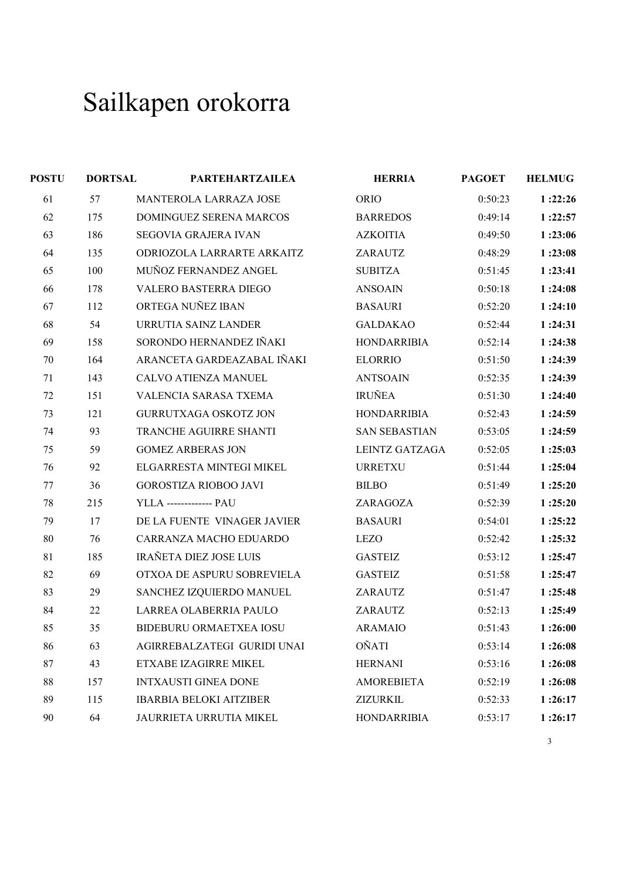# Sailkapen orokorra

| POSTU | DORTSAL | PARTEHARTZAILEA | HERRIA | PAGOET | HELMUG |
|---|---|---|---|---|---|
| 61 | 57 | MANTEROLA LARRAZA JOSE | ORIO | 0:50:23 | **1 :22:26** |
| 62 | 175 | DOMINGUEZ SERENA MARCOS | BARREDOS | 0:49:14 | **1 :22:57** |
| 63 | 186 | SEGOVIA GRAJERA IVAN | AZKOITIA | 0:49:50 | **1 :23:06** |
| 64 | 135 | ODRIOZOLA LARRARTE ARKAITZ | ZARAUTZ | 0:48:29 | **1 :23:08** |
| 65 | 100 | MUÑOZ FERNANDEZ ANGEL | SUBITZA | 0:51:45 | **1 :23:41** |
| 66 | 178 | VALERO BASTERRA DIEGO | ANSOAIN | 0:50:18 | **1 :24:08** |
| 67 | 112 | ORTEGA NUÑEZ IBAN | BASAURI | 0:52:20 | **1 :24:10** |
| 68 | 54 | URRUTIA SAINZ LANDER | GALDAKAO | 0:52:44 | **1 :24:31** |
| 69 | 158 | SORONDO HERNANDEZ IÑAKI | HONDARRIBIA | 0:52:14 | **1 :24:38** |
| 70 | 164 | ARANCETA GARDEAZABAL IÑAKI | ELORRIO | 0:51:50 | **1 :24:39** |
| 71 | 143 | CALVO ATIENZA MANUEL | ANTSOAIN | 0:52:35 | **1 :24:39** |
| 72 | 151 | VALENCIA SARASA TXEMA | IRUÑEA | 0:51:30 | **1 :24:40** |
| 73 | 121 | GURRUTXAGA OSKOTZ JON | HONDARRIBIA | 0:52:43 | **1 :24:59** |
| 74 | 93 | TRANCHE AGUIRRE SHANTI | SAN SEBASTIAN | 0:53:05 | **1 :24:59** |
| 75 | 59 | GOMEZ ARBERAS JON | LEINTZ GATZAGA | 0:52:05 | **1 :25:03** |
| 76 | 92 | ELGARRESTA MINTEGI MIKEL | URRETXU | 0:51:44 | **1 :25:04** |
| 77 | 36 | GOROSTIZA RIOBOO JAVI | BILBO | 0:51:49 | **1 :25:20** |
| 78 | 215 | YLLA ------------- PAU | ZARAGOZA | 0:52:39 | **1 :25:20** |
| 79 | 17 | DE LA FUENTE VINAGER JAVIER | BASAURI | 0:54:01 | **1 :25:22** |
| 80 | 76 | CARRANZA MACHO EDUARDO | LEZO | 0:52:42 | **1 :25:32** |
| 81 | 185 | IRAÑETA DIEZ JOSE LUIS | GASTEIZ | 0:53:12 | **1 :25:47** |
| 82 | 69 | OTXOA DE ASPURU SOBREVIELA | GASTEIZ | 0:51:58 | **1 :25:47** |
| 83 | 29 | SANCHEZ IZQUIERDO MANUEL | ZARAUTZ | 0:51:47 | **1 :25:48** |
| 84 | 22 | LARREA OLABERRIA PAULO | ZARAUTZ | 0:52:13 | **1 :25:49** |
| 85 | 35 | BIDEBURU ORMAETXEA IOSU | ARAMAIO | 0:51:43 | **1 :26:00** |
| 86 | 63 | AGIRREBALZATEGI GURIDI UNAI | OÑATI | 0:53:14 | **1 :26:08** |
| 87 | 43 | ETXABE IZAGIRRE MIKEL | HERNANI | 0:53:16 | **1 :26:08** |
| 88 | 157 | INTXAUSTI GINEA DONE | AMOREBIETA | 0:52:19 | **1 :26:08** |
| 89 | 115 | IBARBIA BELOKI AITZIBER | ZIZURKIL | 0:52:33 | **1 :26:17** |
| 90 | 64 | JAURRIETA URRUTIA MIKEL | HONDARRIBIA | 0:53:17 | **1 :26:17** |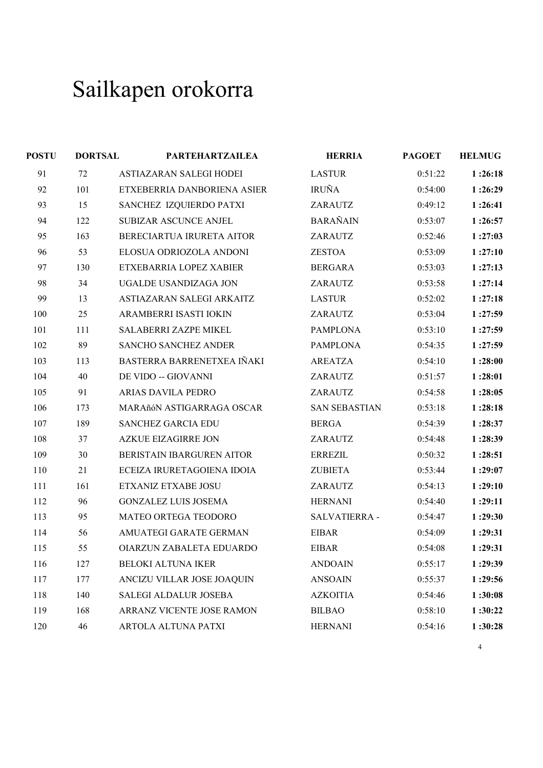# Sailkapen orokorra

| POSTU | DORTSAL | PARTEHARTZAILEA | HERRIA | PAGOET | HELMUG |
|---|---|---|---|---|---|
| 91 | 72 | ASTIAZARAN SALEGI HODEI | LASTUR | 0:51:22 | **1 :26:18** |
| 92 | 101 | ETXEBERRIA DANBORIENA ASIER | IRUÑA | 0:54:00 | **1 :26:29** |
| 93 | 15 | SANCHEZ IZQUIERDO PATXI | ZARAUTZ | 0:49:12 | **1 :26:41** |
| 94 | 122 | SUBIZAR ASCUNCE ANJEL | BARAÑAIN | 0:53:07 | **1 :26:57** |
| 95 | 163 | BERECIARTUA IRURETA AITOR | ZARAUTZ | 0:52:46 | **1 :27:03** |
| 96 | 53 | ELOSUA ODRIOZOLA ANDONI | ZESTOA | 0:53:09 | **1 :27:10** |
| 97 | 130 | ETXEBARRIA LOPEZ XABIER | BERGARA | 0:53:03 | **1 :27:13** |
| 98 | 34 | UGALDE USANDIZAGA JON | ZARAUTZ | 0:53:58 | **1 :27:14** |
| 99 | 13 | ASTIAZARAN SALEGI ARKAITZ | LASTUR | 0:52:02 | **1 :27:18** |
| 100 | 25 | ARAMBERRI ISASTI IOKIN | ZARAUTZ | 0:53:04 | **1 :27:59** |
| 101 | 111 | SALABERRI ZAZPE MIKEL | PAMPLONA | 0:53:10 | **1 :27:59** |
| 102 | 89 | SANCHO SANCHEZ ANDER | PAMPLONA | 0:54:35 | **1 :27:59** |
| 103 | 113 | BASTERRA BARRENETXEA IÑAKI | AREATZA | 0:54:10 | **1 :28:00** |
| 104 | 40 | DE VIDO -- GIOVANNI | ZARAUTZ | 0:51:57 | **1 :28:01** |
| 105 | 91 | ARIAS DAVILA PEDRO | ZARAUTZ | 0:54:58 | **1 :28:05** |
| 106 | 173 | MARAñóN ASTIGARRAGA OSCAR | SAN SEBASTIAN | 0:53:18 | **1 :28:18** |
| 107 | 189 | SANCHEZ GARCIA EDU | BERGA | 0:54:39 | **1 :28:37** |
| 108 | 37 | AZKUE EIZAGIRRE JON | ZARAUTZ | 0:54:48 | **1 :28:39** |
| 109 | 30 | BERISTAIN IBARGUREN AITOR | ERREZIL | 0:50:32 | **1 :28:51** |
| 110 | 21 | ECEIZA IRURETAGOIENA IDOIA | ZUBIETA | 0:53:44 | **1 :29:07** |
| 111 | 161 | ETXANIZ ETXABE JOSU | ZARAUTZ | 0:54:13 | **1 :29:10** |
| 112 | 96 | GONZALEZ LUIS JOSEMA | HERNANI | 0:54:40 | **1 :29:11** |
| 113 | 95 | MATEO ORTEGA TEODORO | SALVATIERRA - | 0:54:47 | **1 :29:30** |
| 114 | 56 | AMUATEGI GARATE GERMAN | EIBAR | 0:54:09 | **1 :29:31** |
| 115 | 55 | OIARZUN ZABALETA EDUARDO | EIBAR | 0:54:08 | **1 :29:31** |
| 116 | 127 | BELOKI ALTUNA IKER | ANDOAIN | 0:55:17 | **1 :29:39** |
| 117 | 177 | ANCIZU VILLAR JOSE JOAQUIN | ANSOAIN | 0:55:37 | **1 :29:56** |
| 118 | 140 | SALEGI ALDALUR JOSEBA | AZKOITIA | 0:54:46 | **1 :30:08** |
| 119 | 168 | ARRANZ VICENTE JOSE RAMON | BILBAO | 0:58:10 | **1 :30:22** |
| 120 | 46 | ARTOLA ALTUNA PATXI | HERNANI | 0:54:16 | **1 :30:28** |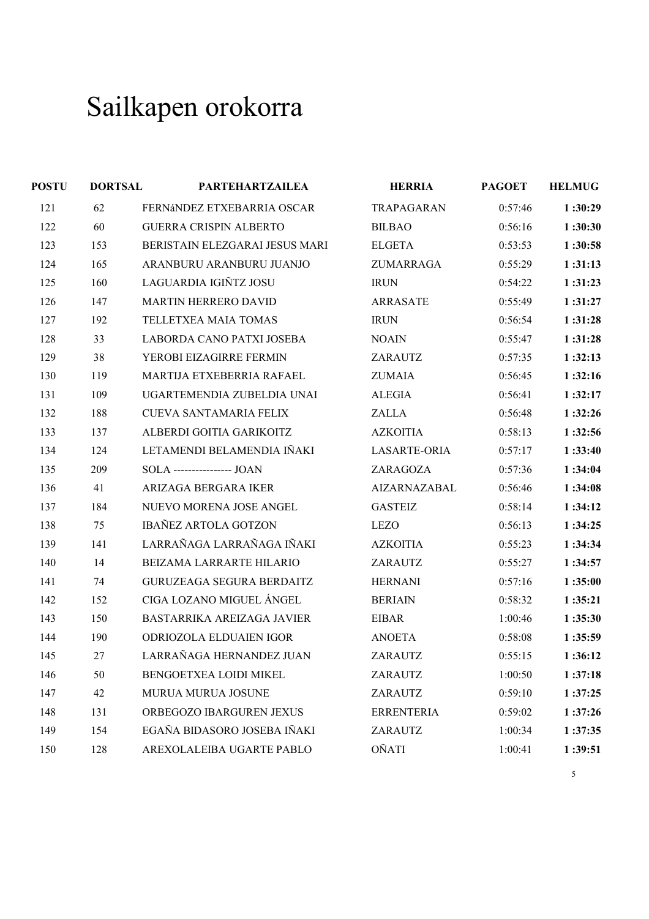# Sailkapen orokorra

| POSTU | DORTSAL | PARTEHARTZAILEA | HERRIA | PAGOET | HELMUG |
|---|---|---|---|---|---|
| 121 | 62 | FERNáNDEZ ETXEBARRIA OSCAR | TRAPAGARAN | 0:57:46 | **1 :30:29** |
| 122 | 60 | GUERRA CRISPIN ALBERTO | BILBAO | 0:56:16 | **1 :30:30** |
| 123 | 153 | BERISTAIN ELEZGARAI JESUS MARI | ELGETA | 0:53:53 | **1 :30:58** |
| 124 | 165 | ARANBURU ARANBURU JUANJO | ZUMARRAGA | 0:55:29 | **1 :31:13** |
| 125 | 160 | LAGUARDIA IGIÑTZ JOSU | IRUN | 0:54:22 | **1 :31:23** |
| 126 | 147 | MARTIN HERRERO DAVID | ARRASATE | 0:55:49 | **1 :31:27** |
| 127 | 192 | TELLETXEA MAIA TOMAS | IRUN | 0:56:54 | **1 :31:28** |
| 128 | 33 | LABORDA CANO PATXI JOSEBA | NOAIN | 0:55:47 | **1 :31:28** |
| 129 | 38 | YEROBI EIZAGIRRE FERMIN | ZARAUTZ | 0:57:35 | **1 :32:13** |
| 130 | 119 | MARTIJA ETXEBERRIA RAFAEL | ZUMAIA | 0:56:45 | **1 :32:16** |
| 131 | 109 | UGARTEMENDIA ZUBELDIA UNAI | ALEGIA | 0:56:41 | **1 :32:17** |
| 132 | 188 | CUEVA SANTAMARIA FELIX | ZALLA | 0:56:48 | **1 :32:26** |
| 133 | 137 | ALBERDI GOITIA GARIKOITZ | AZKOITIA | 0:58:13 | **1 :32:56** |
| 134 | 124 | LETAMENDI BELAMENDIA IÑAKI | LASARTE-ORIA | 0:57:17 | **1 :33:40** |
| 135 | 209 | SOLA ---------------- JOAN | ZARAGOZA | 0:57:36 | **1 :34:04** |
| 136 | 41 | ARIZAGA BERGARA IKER | AIZARNAZABAL | 0:56:46 | **1 :34:08** |
| 137 | 184 | NUEVO MORENA JOSE ANGEL | GASTEIZ | 0:58:14 | **1 :34:12** |
| 138 | 75 | IBAÑEZ ARTOLA GOTZON | LEZO | 0:56:13 | **1 :34:25** |
| 139 | 141 | LARRAÑAGA LARRAÑAGA IÑAKI | AZKOITIA | 0:55:23 | **1 :34:34** |
| 140 | 14 | BEIZAMA LARRARTE HILARIO | ZARAUTZ | 0:55:27 | **1 :34:57** |
| 141 | 74 | GURUZEAGA SEGURA BERDAITZ | HERNANI | 0:57:16 | **1 :35:00** |
| 142 | 152 | CIGA LOZANO MIGUEL ÁNGEL | BERIAIN | 0:58:32 | **1 :35:21** |
| 143 | 150 | BASTARRIKA AREIZAGA JAVIER | EIBAR | 1:00:46 | **1 :35:30** |
| 144 | 190 | ODRIOZOLA ELDUAIEN IGOR | ANOETA | 0:58:08 | **1 :35:59** |
| 145 | 27 | LARRAÑAGA HERNANDEZ JUAN | ZARAUTZ | 0:55:15 | **1 :36:12** |
| 146 | 50 | BENGOETXEA LOIDI MIKEL | ZARAUTZ | 1:00:50 | **1 :37:18** |
| 147 | 42 | MURUA MURUA JOSUNE | ZARAUTZ | 0:59:10 | **1 :37:25** |
| 148 | 131 | ORBEGOZO IBARGUREN JEXUS | ERRENTERIA | 0:59:02 | **1 :37:26** |
| 149 | 154 | EGAÑA BIDASORO JOSEBA IÑAKI | ZARAUTZ | 1:00:34 | **1 :37:35** |
| 150 | 128 | AREXOLALEIBA UGARTE PABLO | OÑATI | 1:00:41 | **1 :39:51** |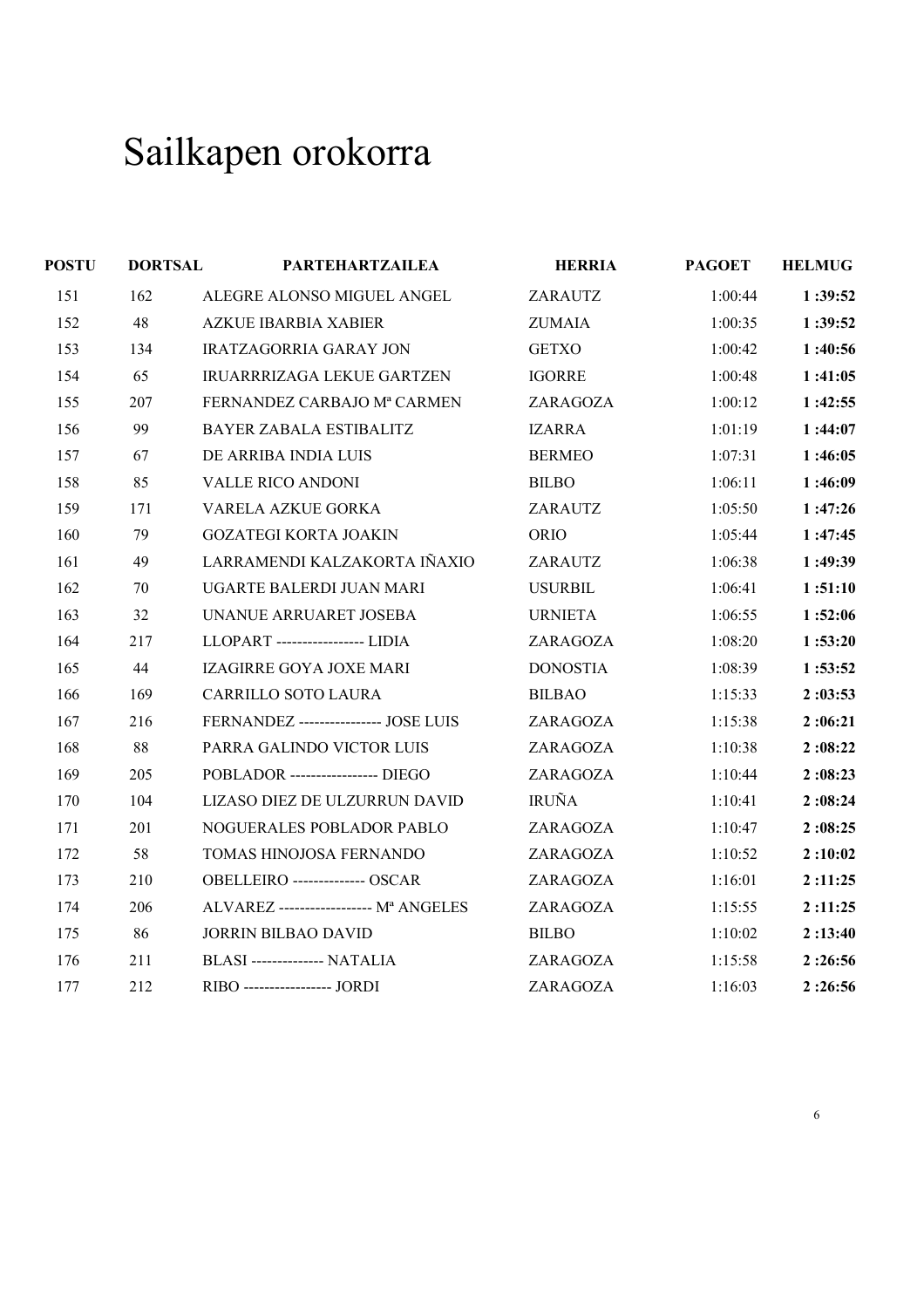# Sailkapen orokorra

| POSTU | DORTSAL | PARTEHARTZAILEA | HERRIA | PAGOET | HELMUG |
|---|---|---|---|---|---|
| 151 | 162 | ALEGRE ALONSO MIGUEL ANGEL | ZARAUTZ | 1:00:44 | **1 :39:52** |
| 152 | 48 | AZKUE IBARBIA XABIER | ZUMAIA | 1:00:35 | **1 :39:52** |
| 153 | 134 | IRATZAGORRIA GARAY JON | GETXO | 1:00:42 | **1 :40:56** |
| 154 | 65 | IRUARRRIZAGA LEKUE GARTZEN | IGORRE | 1:00:48 | **1 :41:05** |
| 155 | 207 | FERNANDEZ CARBAJO Mª CARMEN | ZARAGOZA | 1:00:12 | **1 :42:55** |
| 156 | 99 | BAYER ZABALA ESTIBALITZ | IZARRA | 1:01:19 | **1 :44:07** |
| 157 | 67 | DE ARRIBA INDIA LUIS | BERMEO | 1:07:31 | **1 :46:05** |
| 158 | 85 | VALLE RICO ANDONI | BILBO | 1:06:11 | **1 :46:09** |
| 159 | 171 | VARELA AZKUE GORKA | ZARAUTZ | 1:05:50 | **1 :47:26** |
| 160 | 79 | GOZATEGI KORTA JOAKIN | ORIO | 1:05:44 | **1 :47:45** |
| 161 | 49 | LARRAMENDI KALZAKORTA IÑAXIO | ZARAUTZ | 1:06:38 | **1 :49:39** |
| 162 | 70 | UGARTE BALERDI JUAN MARI | USURBIL | 1:06:41 | **1 :51:10** |
| 163 | 32 | UNANUE ARRUARET JOSEBA | URNIETA | 1:06:55 | **1 :52:06** |
| 164 | 217 | LLOPART ----------------- LIDIA | ZARAGOZA | 1:08:20 | **1 :53:20** |
| 165 | 44 | IZAGIRRE GOYA JOXE MARI | DONOSTIA | 1:08:39 | **1 :53:52** |
| 166 | 169 | CARRILLO SOTO LAURA | BILBAO | 1:15:33 | **2 :03:53** |
| 167 | 216 | FERNANDEZ ---------------- JOSE LUIS | ZARAGOZA | 1:15:38 | **2 :06:21** |
| 168 | 88 | PARRA GALINDO VICTOR LUIS | ZARAGOZA | 1:10:38 | **2 :08:22** |
| 169 | 205 | POBLADOR ----------------- DIEGO | ZARAGOZA | 1:10:44 | **2 :08:23** |
| 170 | 104 | LIZASO DIEZ DE ULZURRUN DAVID | IRUÑA | 1:10:41 | **2 :08:24** |
| 171 | 201 | NOGUERALES POBLADOR PABLO | ZARAGOZA | 1:10:47 | **2 :08:25** |
| 172 | 58 | TOMAS HINOJOSA FERNANDO | ZARAGOZA | 1:10:52 | **2 :10:02** |
| 173 | 210 | OBELLEIRO -------------- OSCAR | ZARAGOZA | 1:16:01 | **2 :11:25** |
| 174 | 206 | ALVAREZ ------------------ Mª ANGELES | ZARAGOZA | 1:15:55 | **2 :11:25** |
| 175 | 86 | JORRIN BILBAO DAVID | BILBO | 1:10:02 | **2 :13:40** |
| 176 | 211 | BLASI -------------- NATALIA | ZARAGOZA | 1:15:58 | **2 :26:56** |
| 177 | 212 | RIBO ----------------- JORDI | ZARAGOZA | 1:16:03 | **2 :26:56** |